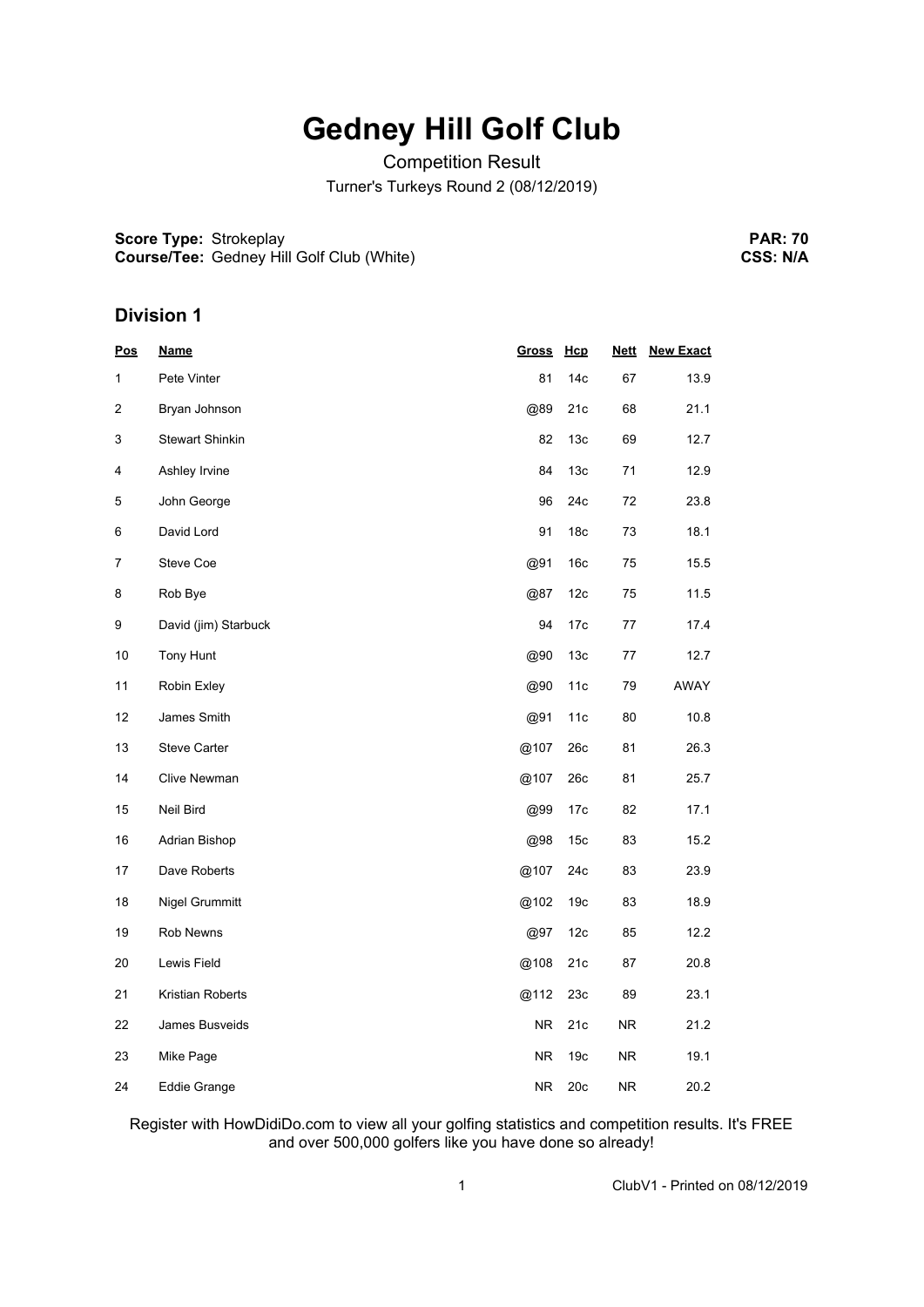# Gedney Hill Golf Club

Competition Result

Turner's Turkeys Round 2 (08/12/2019)

**Score Type:** Strokeplay
**Course/Tee:** Gedney Hill Golf Club (White)

**PAR: 70**
**CSS: N/A**

## Division 1

| Pos | Name | Gross | Hcp | Nett | New Exact |
|---|---|---|---|---|---|
| 1 | Pete Vinter | 81 | 14c | 67 | 13.9 |
| 2 | Bryan Johnson | @89 | 21c | 68 | 21.1 |
| 3 | Stewart Shinkin | 82 | 13c | 69 | 12.7 |
| 4 | Ashley Irvine | 84 | 13c | 71 | 12.9 |
| 5 | John George | 96 | 24c | 72 | 23.8 |
| 6 | David Lord | 91 | 18c | 73 | 18.1 |
| 7 | Steve Coe | @91 | 16c | 75 | 15.5 |
| 8 | Rob Bye | @87 | 12c | 75 | 11.5 |
| 9 | David (jim) Starbuck | 94 | 17c | 77 | 17.4 |
| 10 | Tony Hunt | @90 | 13c | 77 | 12.7 |
| 11 | Robin Exley | @90 | 11c | 79 | AWAY |
| 12 | James Smith | @91 | 11c | 80 | 10.8 |
| 13 | Steve Carter | @107 | 26c | 81 | 26.3 |
| 14 | Clive Newman | @107 | 26c | 81 | 25.7 |
| 15 | Neil Bird | @99 | 17c | 82 | 17.1 |
| 16 | Adrian Bishop | @98 | 15c | 83 | 15.2 |
| 17 | Dave Roberts | @107 | 24c | 83 | 23.9 |
| 18 | Nigel Grummitt | @102 | 19c | 83 | 18.9 |
| 19 | Rob Newns | @97 | 12c | 85 | 12.2 |
| 20 | Lewis Field | @108 | 21c | 87 | 20.8 |
| 21 | Kristian Roberts | @112 | 23c | 89 | 23.1 |
| 22 | James Busveids | NR | 21c | NR | 21.2 |
| 23 | Mike Page | NR | 19c | NR | 19.1 |
| 24 | Eddie Grange | NR | 20c | NR | 20.2 |

Register with HowDidiDo.com to view all your golfing statistics and competition results. It's FREE and over 500,000 golfers like you have done so already!

ClubV1 - Printed on 08/12/2019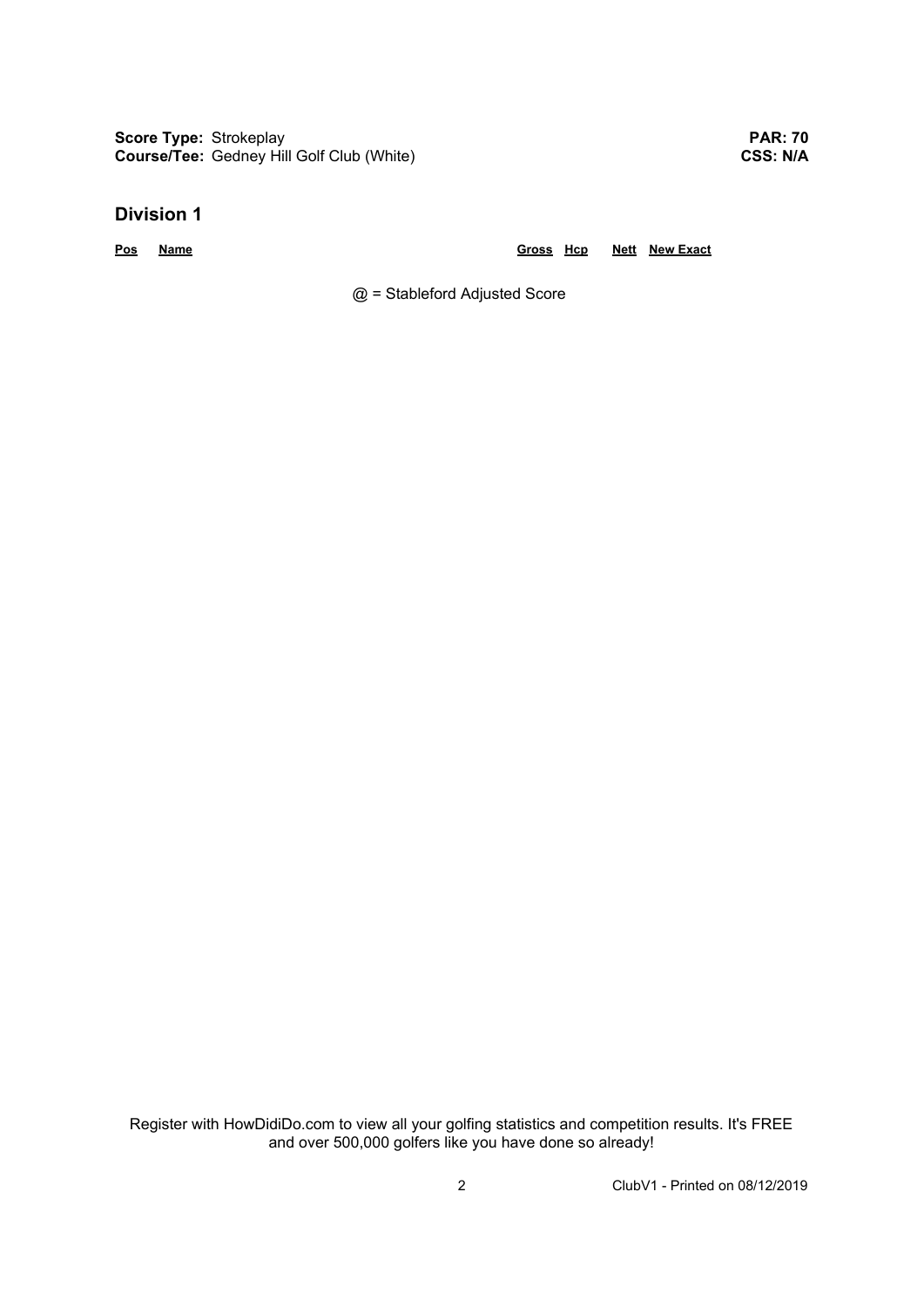**Score Type:** Strokeplay **PAR: 70**
**Course/Tee:** Gedney Hill Golf Club (White) **CSS: N/A**

## Division 1

| Pos | Name | Gross | Hcp | Nett | New Exact |
|---|---|---|---|---|---|

@ = Stableford Adjusted Score

Register with HowDidiDo.com to view all your golfing statistics and competition results. It's FREE and over 500,000 golfers like you have done so already!

ClubV1 - Printed on 08/12/2019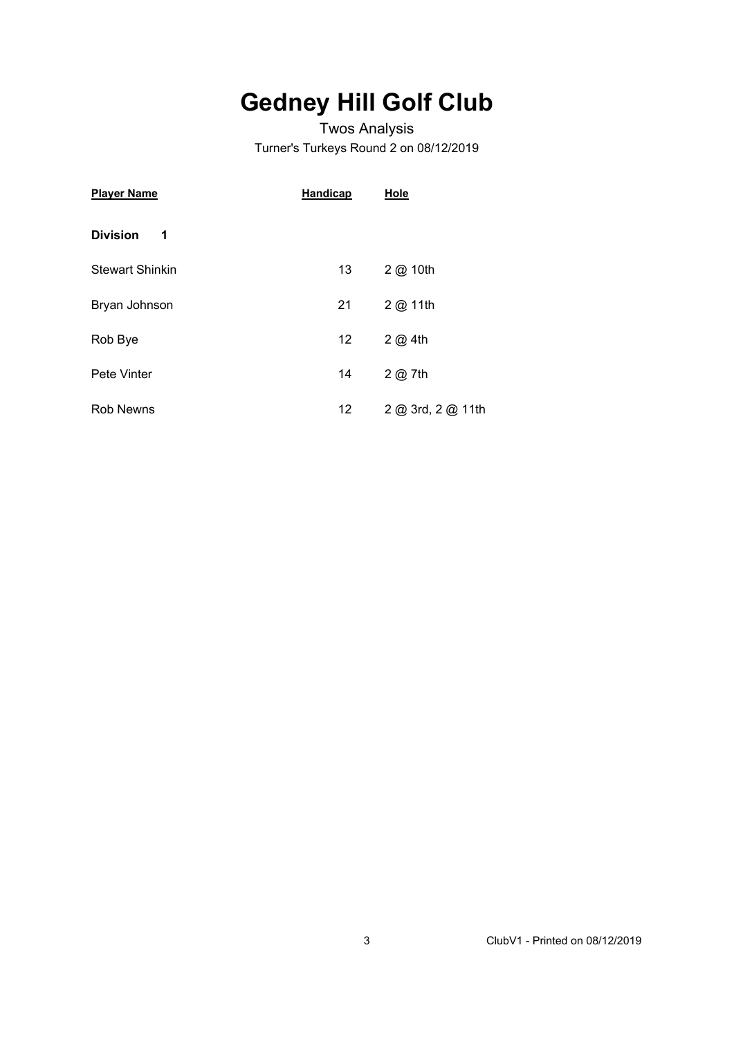# Gedney Hill Golf Club

Twos Analysis

Turner's Turkeys Round 2 on 08/12/2019

| Player Name | Handicap | Hole |
|---|---|---|
| **Division 1** | | |
| Stewart Shinkin | 13 | 2 @ 10th |
| Bryan Johnson | 21 | 2 @ 11th |
| Rob Bye | 12 | 2 @ 4th |
| Pete Vinter | 14 | 2 @ 7th |
| Rob Newns | 12 | 2 @ 3rd, 2 @ 11th |

ClubV1 - Printed on 08/12/2019